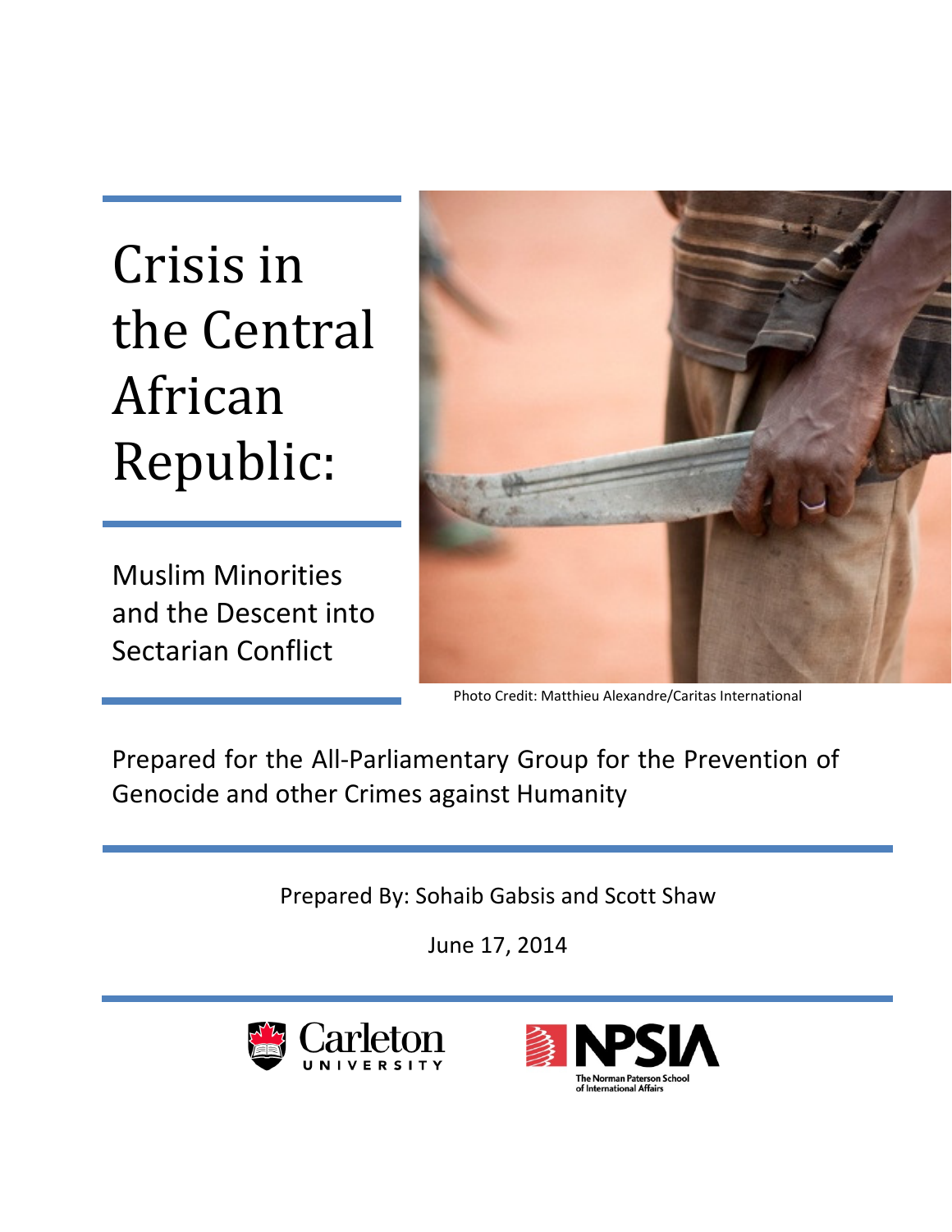# Crisis in the Central African Republic:

## Muslim Minorities and the Descent into Sectarian Conflict

Photo Credit: Matthieu Alexandre/Caritas International

Prepared for the All-Parliamentary Group for the Prevention of Genocide and other Crimes against Humanity

Prepared By: Sohaib Gabsis and Scott Shaw

June 17, 2014

Carleton University

NPSIA — The Norman Paterson School of International Affairs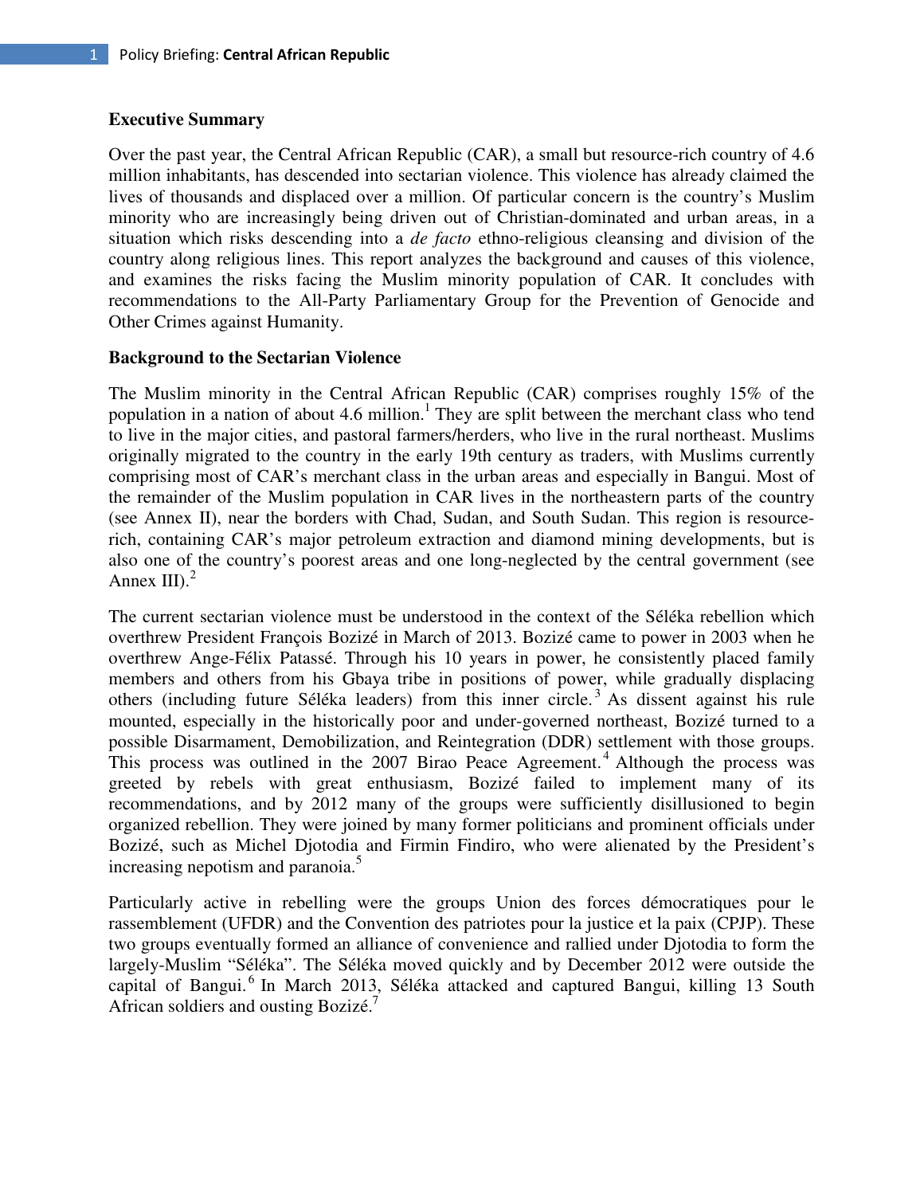**Executive Summary**

Over the past year, the Central African Republic (CAR), a small but resource-rich country of 4.6 million inhabitants, has descended into sectarian violence. This violence has already claimed the lives of thousands and displaced over a million. Of particular concern is the country's Muslim minority who are increasingly being driven out of Christian-dominated and urban areas, in a situation which risks descending into a *de facto* ethno-religious cleansing and division of the country along religious lines. This report analyzes the background and causes of this violence, and examines the risks facing the Muslim minority population of CAR. It concludes with recommendations to the All-Party Parliamentary Group for the Prevention of Genocide and Other Crimes against Humanity.

**Background to the Sectarian Violence**

The Muslim minority in the Central African Republic (CAR) comprises roughly 15% of the population in a nation of about 4.6 million.[1] They are split between the merchant class who tend to live in the major cities, and pastoral farmers/herders, who live in the rural northeast. Muslims originally migrated to the country in the early 19th century as traders, with Muslims currently comprising most of CAR's merchant class in the urban areas and especially in Bangui. Most of the remainder of the Muslim population in CAR lives in the northeastern parts of the country (see Annex II), near the borders with Chad, Sudan, and South Sudan. This region is resource-rich, containing CAR's major petroleum extraction and diamond mining developments, but is also one of the country's poorest areas and one long-neglected by the central government (see Annex III).[2]

The current sectarian violence must be understood in the context of the Séléka rebellion which overthrew President François Bozizé in March of 2013. Bozizé came to power in 2003 when he overthrew Ange-Félix Patassé. Through his 10 years in power, he consistently placed family members and others from his Gbaya tribe in positions of power, while gradually displacing others (including future Séléka leaders) from this inner circle.[3] As dissent against his rule mounted, especially in the historically poor and under-governed northeast, Bozizé turned to a possible Disarmament, Demobilization, and Reintegration (DDR) settlement with those groups. This process was outlined in the 2007 Birao Peace Agreement.[4] Although the process was greeted by rebels with great enthusiasm, Bozizé failed to implement many of its recommendations, and by 2012 many of the groups were sufficiently disillusioned to begin organized rebellion. They were joined by many former politicians and prominent officials under Bozizé, such as Michel Djotodia and Firmin Findiro, who were alienated by the President's increasing nepotism and paranoia.[5]

Particularly active in rebelling were the groups Union des forces démocratiques pour le rassemblement (UFDR) and the Convention des patriotes pour la justice et la paix (CPJP). These two groups eventually formed an alliance of convenience and rallied under Djotodia to form the largely-Muslim "Séléka". The Séléka moved quickly and by December 2012 were outside the capital of Bangui.[6] In March 2013, Séléka attacked and captured Bangui, killing 13 South African soldiers and ousting Bozizé.[7]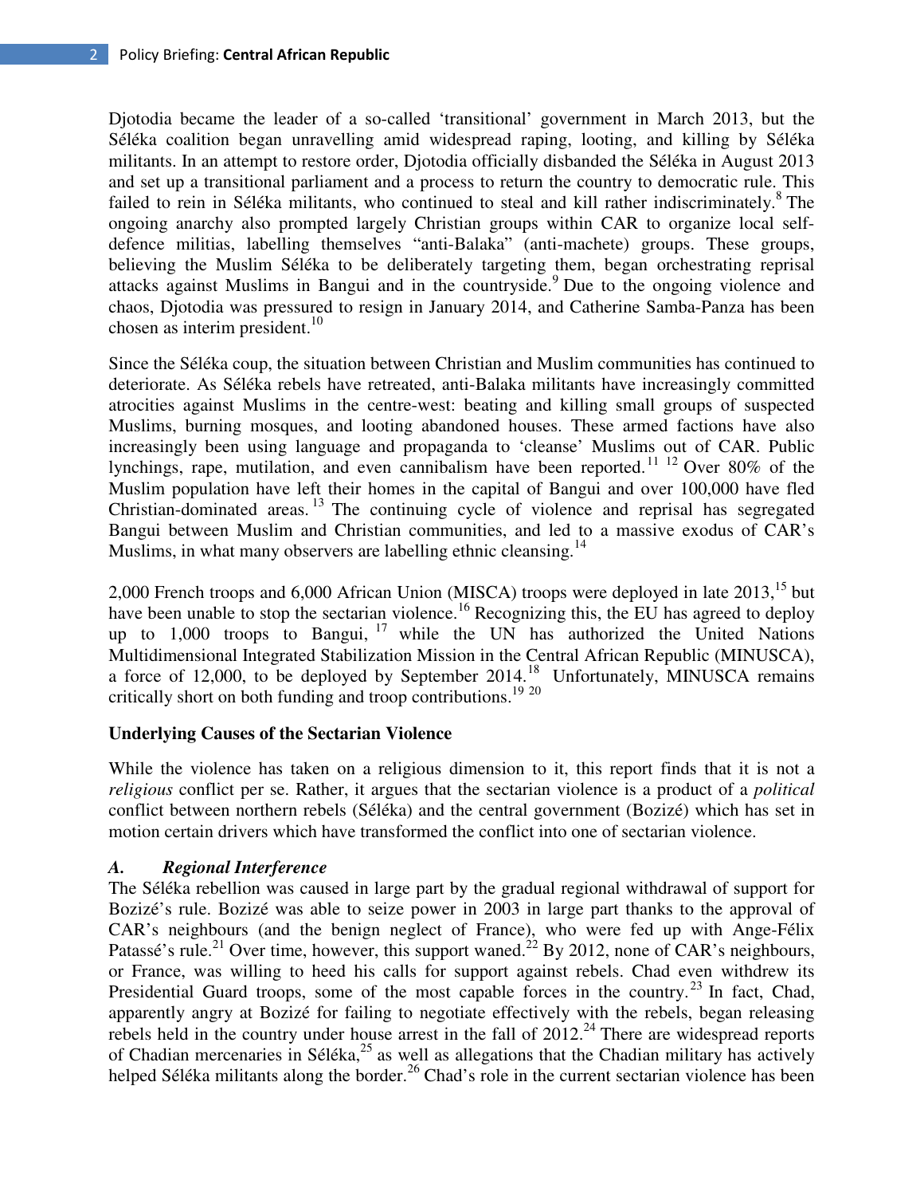Djotodia became the leader of a so-called ‘transitional’ government in March 2013, but the Séléka coalition began unravelling amid widespread raping, looting, and killing by Séléka militants. In an attempt to restore order, Djotodia officially disbanded the Séléka in August 2013 and set up a transitional parliament and a process to return the country to democratic rule. This failed to rein in Séléka militants, who continued to steal and kill rather indiscriminately.[8] The ongoing anarchy also prompted largely Christian groups within CAR to organize local self-defence militias, labelling themselves “anti-Balaka” (anti-machete) groups. These groups, believing the Muslim Séléka to be deliberately targeting them, began orchestrating reprisal attacks against Muslims in Bangui and in the countryside.[9] Due to the ongoing violence and chaos, Djotodia was pressured to resign in January 2014, and Catherine Samba-Panza has been chosen as interim president.[10]

Since the Séléka coup, the situation between Christian and Muslim communities has continued to deteriorate. As Séléka rebels have retreated, anti-Balaka militants have increasingly committed atrocities against Muslims in the centre-west: beating and killing small groups of suspected Muslims, burning mosques, and looting abandoned houses. These armed factions have also increasingly been using language and propaganda to ‘cleanse’ Muslims out of CAR. Public lynchings, rape, mutilation, and even cannibalism have been reported.[11] [12] Over 80% of the Muslim population have left their homes in the capital of Bangui and over 100,000 have fled Christian-dominated areas.[13] The continuing cycle of violence and reprisal has segregated Bangui between Muslim and Christian communities, and led to a massive exodus of CAR’s Muslims, in what many observers are labelling ethnic cleansing.[14]

2,000 French troops and 6,000 African Union (MISCA) troops were deployed in late 2013,[15] but have been unable to stop the sectarian violence.[16] Recognizing this, the EU has agreed to deploy up to 1,000 troops to Bangui,[17] while the UN has authorized the United Nations Multidimensional Integrated Stabilization Mission in the Central African Republic (MINUSCA), a force of 12,000, to be deployed by September 2014.[18] Unfortunately, MINUSCA remains critically short on both funding and troop contributions.[19] [20]

**Underlying Causes of the Sectarian Violence**

While the violence has taken on a religious dimension to it, this report finds that it is not a *religious* conflict per se. Rather, it argues that the sectarian violence is a product of a *political* conflict between northern rebels (Séléka) and the central government (Bozizé) which has set in motion certain drivers which have transformed the conflict into one of sectarian violence.

***A. Regional Interference***

The Séléka rebellion was caused in large part by the gradual regional withdrawal of support for Bozizé’s rule. Bozizé was able to seize power in 2003 in large part thanks to the approval of CAR’s neighbours (and the benign neglect of France), who were fed up with Ange-Félix Patassé’s rule.[21] Over time, however, this support waned.[22] By 2012, none of CAR’s neighbours, or France, was willing to heed his calls for support against rebels. Chad even withdrew its Presidential Guard troops, some of the most capable forces in the country.[23] In fact, Chad, apparently angry at Bozizé for failing to negotiate effectively with the rebels, began releasing rebels held in the country under house arrest in the fall of 2012.[24] There are widespread reports of Chadian mercenaries in Séléka,[25] as well as allegations that the Chadian military has actively helped Séléka militants along the border.[26] Chad’s role in the current sectarian violence has been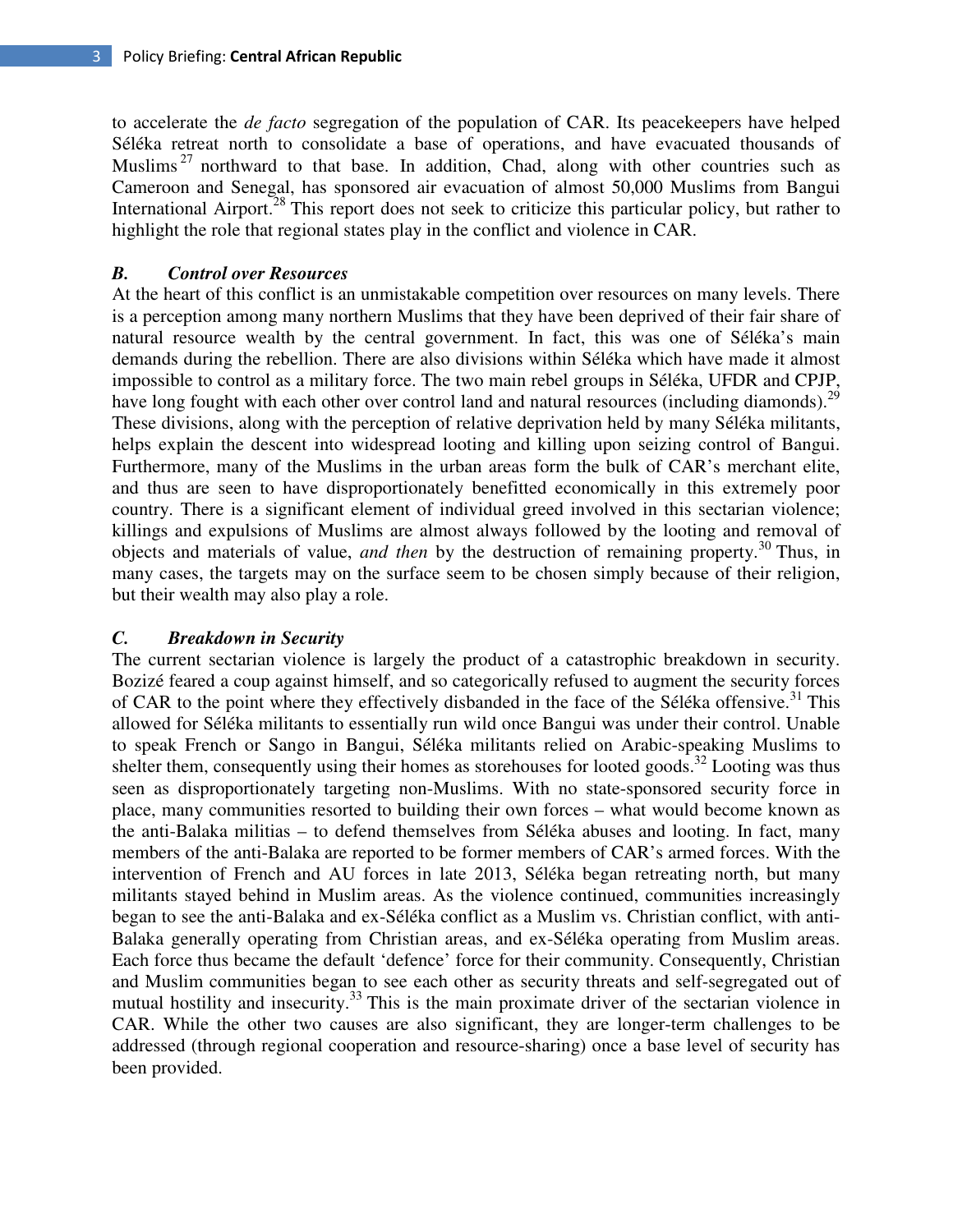to accelerate the *de facto* segregation of the population of CAR. Its peacekeepers have helped Séléka retreat north to consolidate a base of operations, and have evacuated thousands of Muslims[27] northward to that base. In addition, Chad, along with other countries such as Cameroon and Senegal, has sponsored air evacuation of almost 50,000 Muslims from Bangui International Airport.[28] This report does not seek to criticize this particular policy, but rather to highlight the role that regional states play in the conflict and violence in CAR.

### *B. Control over Resources*

At the heart of this conflict is an unmistakable competition over resources on many levels. There is a perception among many northern Muslims that they have been deprived of their fair share of natural resource wealth by the central government. In fact, this was one of Séléka's main demands during the rebellion. There are also divisions within Séléka which have made it almost impossible to control as a military force. The two main rebel groups in Séléka, UFDR and CPJP, have long fought with each other over control land and natural resources (including diamonds).[29] These divisions, along with the perception of relative deprivation held by many Séléka militants, helps explain the descent into widespread looting and killing upon seizing control of Bangui. Furthermore, many of the Muslims in the urban areas form the bulk of CAR's merchant elite, and thus are seen to have disproportionately benefitted economically in this extremely poor country. There is a significant element of individual greed involved in this sectarian violence; killings and expulsions of Muslims are almost always followed by the looting and removal of objects and materials of value, *and then* by the destruction of remaining property.[30] Thus, in many cases, the targets may on the surface seem to be chosen simply because of their religion, but their wealth may also play a role.

### *C. Breakdown in Security*

The current sectarian violence is largely the product of a catastrophic breakdown in security. Bozizé feared a coup against himself, and so categorically refused to augment the security forces of CAR to the point where they effectively disbanded in the face of the Séléka offensive.[31] This allowed for Séléka militants to essentially run wild once Bangui was under their control. Unable to speak French or Sango in Bangui, Séléka militants relied on Arabic-speaking Muslims to shelter them, consequently using their homes as storehouses for looted goods.[32] Looting was thus seen as disproportionately targeting non-Muslims. With no state-sponsored security force in place, many communities resorted to building their own forces – what would become known as the anti-Balaka militias – to defend themselves from Séléka abuses and looting. In fact, many members of the anti-Balaka are reported to be former members of CAR's armed forces. With the intervention of French and AU forces in late 2013, Séléka began retreating north, but many militants stayed behind in Muslim areas. As the violence continued, communities increasingly began to see the anti-Balaka and ex-Séléka conflict as a Muslim vs. Christian conflict, with anti-Balaka generally operating from Christian areas, and ex-Séléka operating from Muslim areas. Each force thus became the default 'defence' force for their community. Consequently, Christian and Muslim communities began to see each other as security threats and self-segregated out of mutual hostility and insecurity.[33] This is the main proximate driver of the sectarian violence in CAR. While the other two causes are also significant, they are longer-term challenges to be addressed (through regional cooperation and resource-sharing) once a base level of security has been provided.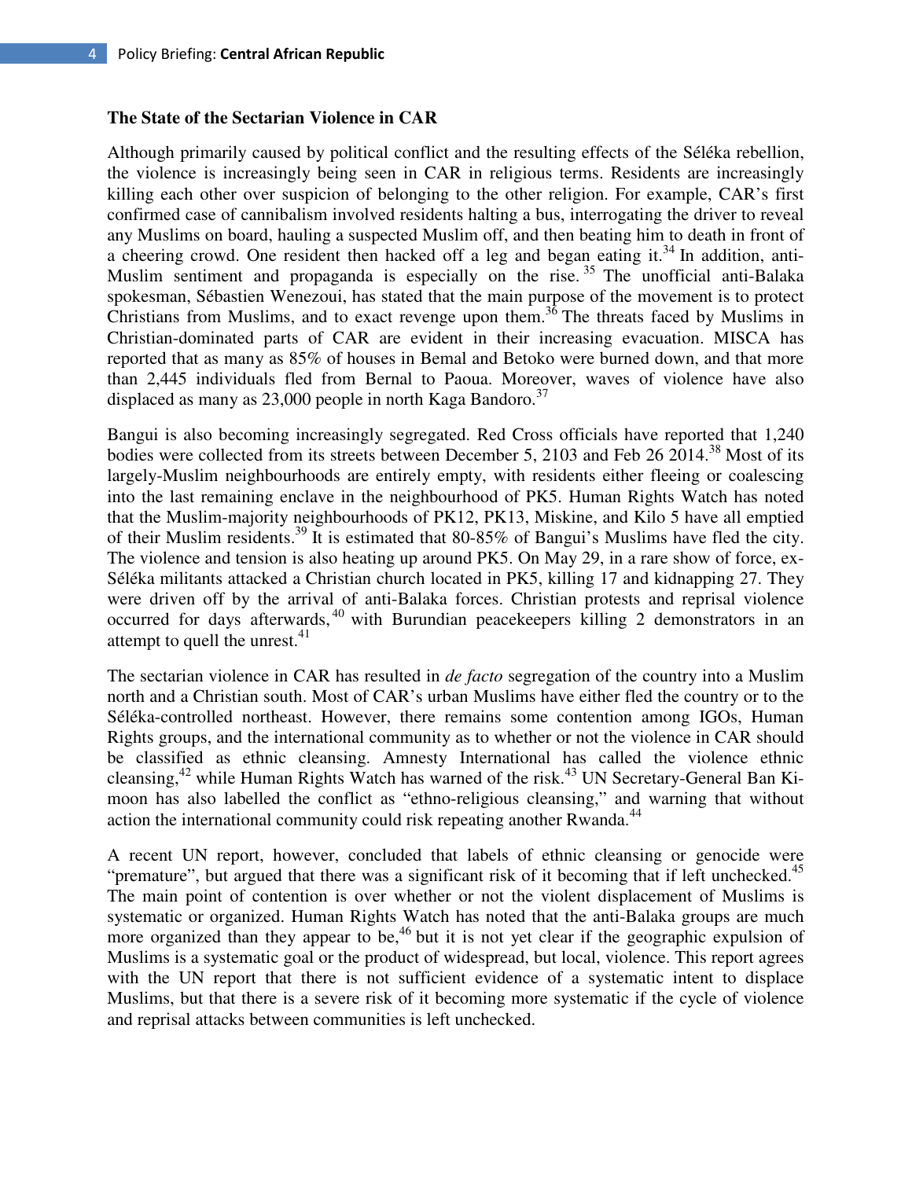### The State of the Sectarian Violence in CAR

Although primarily caused by political conflict and the resulting effects of the Séléka rebellion, the violence is increasingly being seen in CAR in religious terms. Residents are increasingly killing each other over suspicion of belonging to the other religion. For example, CAR's first confirmed case of cannibalism involved residents halting a bus, interrogating the driver to reveal any Muslims on board, hauling a suspected Muslim off, and then beating him to death in front of a cheering crowd. One resident then hacked off a leg and began eating it.[34] In addition, anti-Muslim sentiment and propaganda is especially on the rise.[35] The unofficial anti-Balaka spokesman, Sébastien Wenezoui, has stated that the main purpose of the movement is to protect Christians from Muslims, and to exact revenge upon them.[36] The threats faced by Muslims in Christian-dominated parts of CAR are evident in their increasing evacuation. MISCA has reported that as many as 85% of houses in Bemal and Betoko were burned down, and that more than 2,445 individuals fled from Bernal to Paoua. Moreover, waves of violence have also displaced as many as 23,000 people in north Kaga Bandoro.[37]

Bangui is also becoming increasingly segregated. Red Cross officials have reported that 1,240 bodies were collected from its streets between December 5, 2103 and Feb 26 2014.[38] Most of its largely-Muslim neighbourhoods are entirely empty, with residents either fleeing or coalescing into the last remaining enclave in the neighbourhood of PK5. Human Rights Watch has noted that the Muslim-majority neighbourhoods of PK12, PK13, Miskine, and Kilo 5 have all emptied of their Muslim residents.[39] It is estimated that 80-85% of Bangui's Muslims have fled the city. The violence and tension is also heating up around PK5. On May 29, in a rare show of force, ex-Séléka militants attacked a Christian church located in PK5, killing 17 and kidnapping 27. They were driven off by the arrival of anti-Balaka forces. Christian protests and reprisal violence occurred for days afterwards,[40] with Burundian peacekeepers killing 2 demonstrators in an attempt to quell the unrest.[41]

The sectarian violence in CAR has resulted in *de facto* segregation of the country into a Muslim north and a Christian south. Most of CAR's urban Muslims have either fled the country or to the Séléka-controlled northeast. However, there remains some contention among IGOs, Human Rights groups, and the international community as to whether or not the violence in CAR should be classified as ethnic cleansing. Amnesty International has called the violence ethnic cleansing,[42] while Human Rights Watch has warned of the risk.[43] UN Secretary-General Ban Ki-moon has also labelled the conflict as "ethno-religious cleansing," and warning that without action the international community could risk repeating another Rwanda.[44]

A recent UN report, however, concluded that labels of ethnic cleansing or genocide were "premature", but argued that there was a significant risk of it becoming that if left unchecked.[45] The main point of contention is over whether or not the violent displacement of Muslims is systematic or organized. Human Rights Watch has noted that the anti-Balaka groups are much more organized than they appear to be,[46] but it is not yet clear if the geographic expulsion of Muslims is a systematic goal or the product of widespread, but local, violence. This report agrees with the UN report that there is not sufficient evidence of a systematic intent to displace Muslims, but that there is a severe risk of it becoming more systematic if the cycle of violence and reprisal attacks between communities is left unchecked.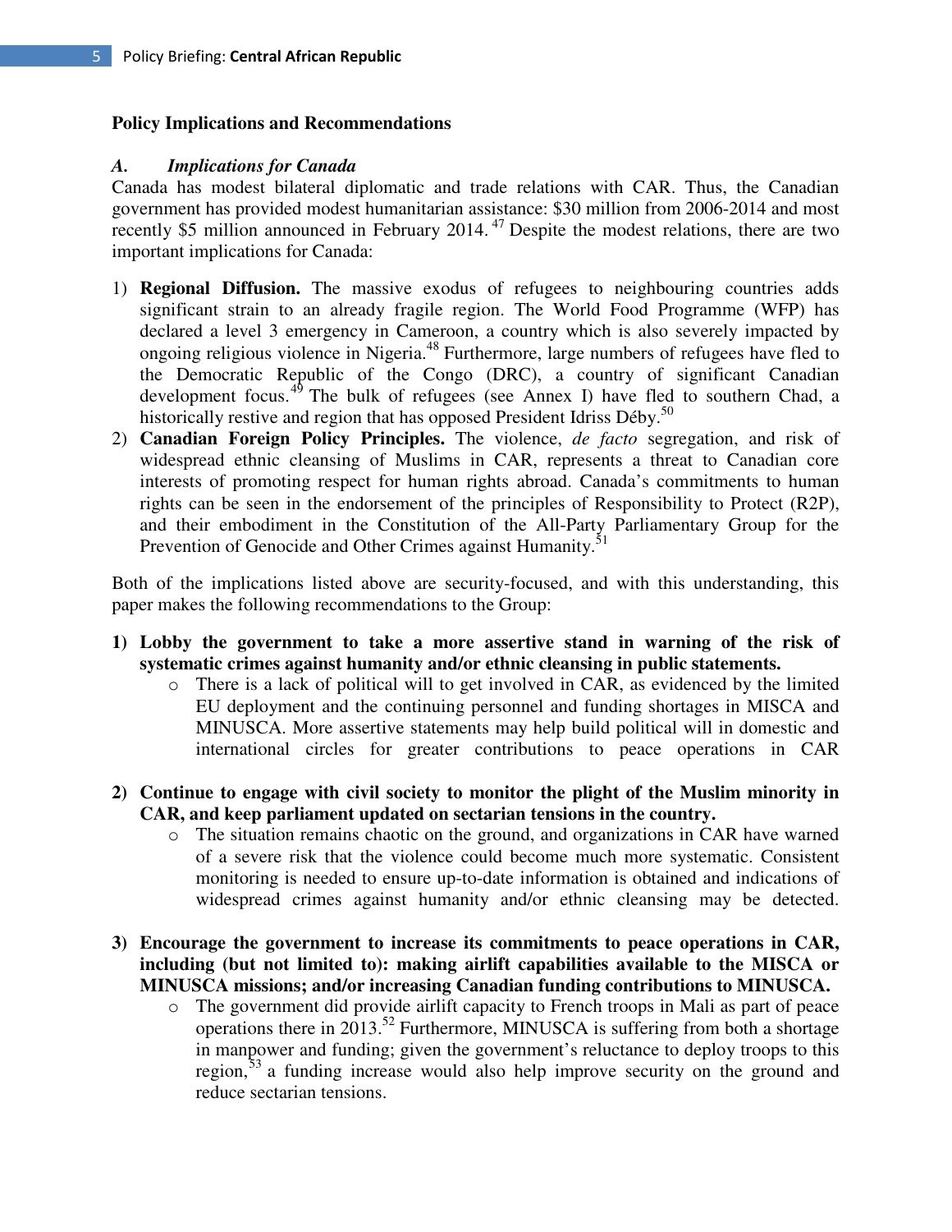## Policy Implications and Recommendations

### *A. Implications for Canada*

Canada has modest bilateral diplomatic and trade relations with CAR. Thus, the Canadian government has provided modest humanitarian assistance: $30 million from 2006-2014 and most recently $5 million announced in February 2014.[47] Despite the modest relations, there are two important implications for Canada:

1) **Regional Diffusion.** The massive exodus of refugees to neighbouring countries adds significant strain to an already fragile region. The World Food Programme (WFP) has declared a level 3 emergency in Cameroon, a country which is also severely impacted by ongoing religious violence in Nigeria.[48] Furthermore, large numbers of refugees have fled to the Democratic Republic of the Congo (DRC), a country of significant Canadian development focus.[49] The bulk of refugees (see Annex I) have fled to southern Chad, a historically restive and region that has opposed President Idriss Déby.[50]
2) **Canadian Foreign Policy Principles.** The violence, *de facto* segregation, and risk of widespread ethnic cleansing of Muslims in CAR, represents a threat to Canadian core interests of promoting respect for human rights abroad. Canada's commitments to human rights can be seen in the endorsement of the principles of Responsibility to Protect (R2P), and their embodiment in the Constitution of the All-Party Parliamentary Group for the Prevention of Genocide and Other Crimes against Humanity.[51]

Both of the implications listed above are security-focused, and with this understanding, this paper makes the following recommendations to the Group:

1) **Lobby the government to take a more assertive stand in warning of the risk of systematic crimes against humanity and/or ethnic cleansing in public statements.**
   - There is a lack of political will to get involved in CAR, as evidenced by the limited EU deployment and the continuing personnel and funding shortages in MISCA and MINUSCA. More assertive statements may help build political will in domestic and international circles for greater contributions to peace operations in CAR

2) **Continue to engage with civil society to monitor the plight of the Muslim minority in CAR, and keep parliament updated on sectarian tensions in the country.**
   - The situation remains chaotic on the ground, and organizations in CAR have warned of a severe risk that the violence could become much more systematic. Consistent monitoring is needed to ensure up-to-date information is obtained and indications of widespread crimes against humanity and/or ethnic cleansing may be detected.

3) **Encourage the government to increase its commitments to peace operations in CAR, including (but not limited to): making airlift capabilities available to the MISCA or MINUSCA missions; and/or increasing Canadian funding contributions to MINUSCA.**
   - The government did provide airlift capacity to French troops in Mali as part of peace operations there in 2013.[52] Furthermore, MINUSCA is suffering from both a shortage in manpower and funding; given the government's reluctance to deploy troops to this region,[53] a funding increase would also help improve security on the ground and reduce sectarian tensions.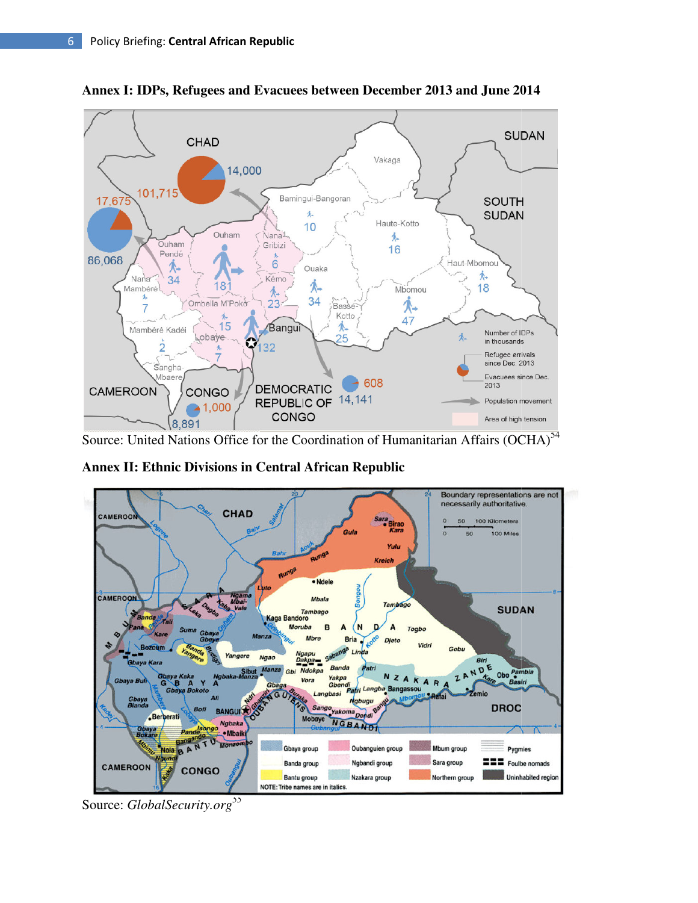## Annex I: IDPs, Refugees and Evacuees between December 2013 and June 2014

Source: United Nations Office for the Coordination of Humanitarian Affairs (OCHA)[54]

## Annex II: Ethnic Divisions in Central African Republic

Source: *GlobalSecurity.org*[55]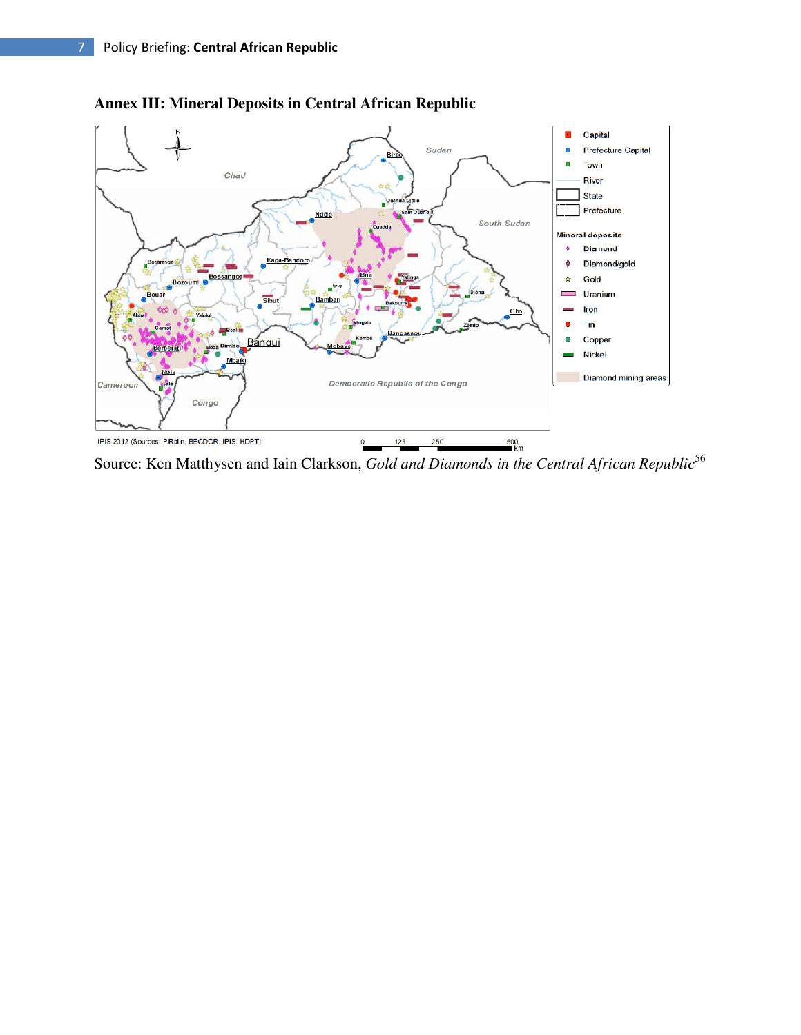## Annex III: Mineral Deposits in Central African Republic

Source: Ken Matthysen and Iain Clarkson, *Gold and Diamonds in the Central African Republic*[56]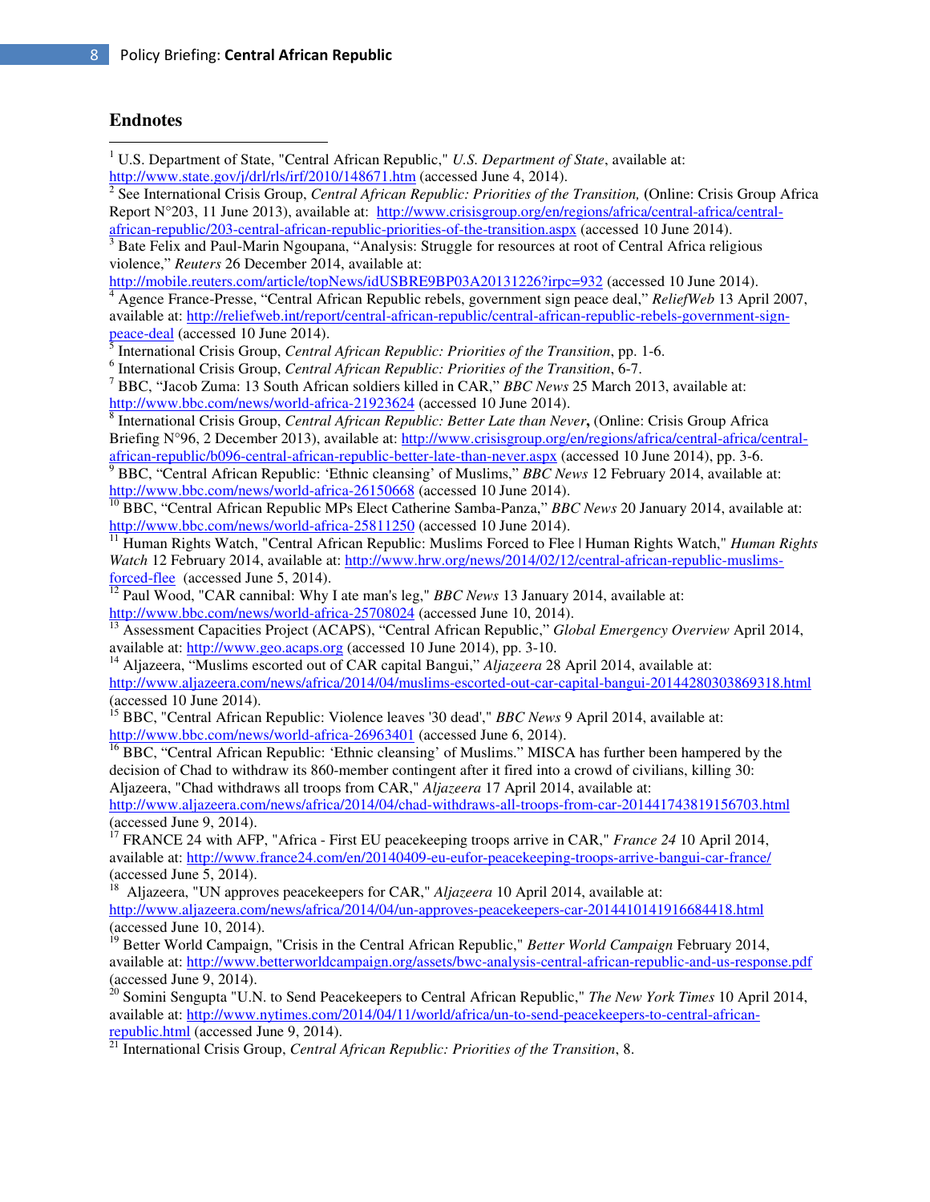## Endnotes

[1] U.S. Department of State, "Central African Republic," *U.S. Department of State*, available at: http://www.state.gov/j/drl/rls/irf/2010/148671.htm (accessed June 4, 2014).

[2] See International Crisis Group, *Central African Republic: Priorities of the Transition,* **(**Online: Crisis Group Africa Report N°203, 11 June 2013), available at: http://www.crisisgroup.org/en/regions/africa/central-africa/central-african-republic/203-central-african-republic-priorities-of-the-transition.aspx (accessed 10 June 2014).

[3] Bate Felix and Paul-Marin Ngoupana, "Analysis: Struggle for resources at root of Central Africa religious violence," *Reuters* 26 December 2014, available at: http://mobile.reuters.com/article/topNews/idUSBRE9BP03A20131226?irpc=932 (accessed 10 June 2014).

[4] Agence France-Presse, "Central African Republic rebels, government sign peace deal," *ReliefWeb* 13 April 2007, available at: http://reliefweb.int/report/central-african-republic/central-african-republic-rebels-government-sign-peace-deal (accessed 10 June 2014).

[5] International Crisis Group, *Central African Republic: Priorities of the Transition*, pp. 1-6.

[6] International Crisis Group, *Central African Republic: Priorities of the Transition*, 6-7.

[7] BBC, "Jacob Zuma: 13 South African soldiers killed in CAR," *BBC News* 25 March 2013, available at: http://www.bbc.com/news/world-africa-21923624 (accessed 10 June 2014).

[8] International Crisis Group, *Central African Republic: Better Late than Never***,** (Online: Crisis Group Africa Briefing N°96, 2 December 2013), available at: http://www.crisisgroup.org/en/regions/africa/central-africa/central-african-republic/b096-central-african-republic-better-late-than-never.aspx (accessed 10 June 2014), pp. 3-6.

[9] BBC, "Central African Republic: 'Ethnic cleansing' of Muslims," *BBC News* 12 February 2014, available at: http://www.bbc.com/news/world-africa-26150668 (accessed 10 June 2014).

[10] BBC, "Central African Republic MPs Elect Catherine Samba-Panza," *BBC News* 20 January 2014, available at: http://www.bbc.com/news/world-africa-25811250 (accessed 10 June 2014).

[11] Human Rights Watch, "Central African Republic: Muslims Forced to Flee | Human Rights Watch," *Human Rights Watch* 12 February 2014, available at: http://www.hrw.org/news/2014/02/12/central-african-republic-muslims-forced-flee (accessed June 5, 2014).

[12] Paul Wood, "CAR cannibal: Why I ate man's leg," *BBC News* 13 January 2014, available at: http://www.bbc.com/news/world-africa-25708024 (accessed June 10, 2014).

[13] Assessment Capacities Project (ACAPS), "Central African Republic," *Global Emergency Overview* April 2014, available at: http://www.geo.acaps.org (accessed 10 June 2014), pp. 3-10.

[14] Aljazeera, "Muslims escorted out of CAR capital Bangui," *Aljazeera* 28 April 2014, available at: http://www.aljazeera.com/news/africa/2014/04/muslims-escorted-out-car-capital-bangui-20144280303869318.html (accessed 10 June 2014).

[15] BBC, "Central African Republic: Violence leaves '30 dead'," *BBC News* 9 April 2014, available at: http://www.bbc.com/news/world-africa-26963401 (accessed June 6, 2014).

[16] BBC, "Central African Republic: 'Ethnic cleansing' of Muslims." MISCA has further been hampered by the decision of Chad to withdraw its 860-member contingent after it fired into a crowd of civilians, killing 30: Aljazeera, "Chad withdraws all troops from CAR," *Aljazeera* 17 April 2014, available at: http://www.aljazeera.com/news/africa/2014/04/chad-withdraws-all-troops-from-car-201441743819156703.html (accessed June 9, 2014).

[17] FRANCE 24 with AFP, "Africa - First EU peacekeeping troops arrive in CAR," *France 24* 10 April 2014, available at: http://www.france24.com/en/20140409-eu-eufor-peacekeeping-troops-arrive-bangui-car-france/ (accessed June 5, 2014).

[18] Aljazeera, "UN approves peacekeepers for CAR," *Aljazeera* 10 April 2014, available at: http://www.aljazeera.com/news/africa/2014/04/un-approves-peacekeepers-car-2014410141916684418.html (accessed June 10, 2014).

[19] Better World Campaign, "Crisis in the Central African Republic," *Better World Campaign* February 2014, available at: http://www.betterworldcampaign.org/assets/bwc-analysis-central-african-republic-and-us-response.pdf (accessed June 9, 2014).

[20] Somini Sengupta "U.N. to Send Peacekeepers to Central African Republic," *The New York Times* 10 April 2014, available at: http://www.nytimes.com/2014/04/11/world/africa/un-to-send-peacekeepers-to-central-african-republic.html (accessed June 9, 2014).

[21] International Crisis Group, *Central African Republic: Priorities of the Transition*, 8.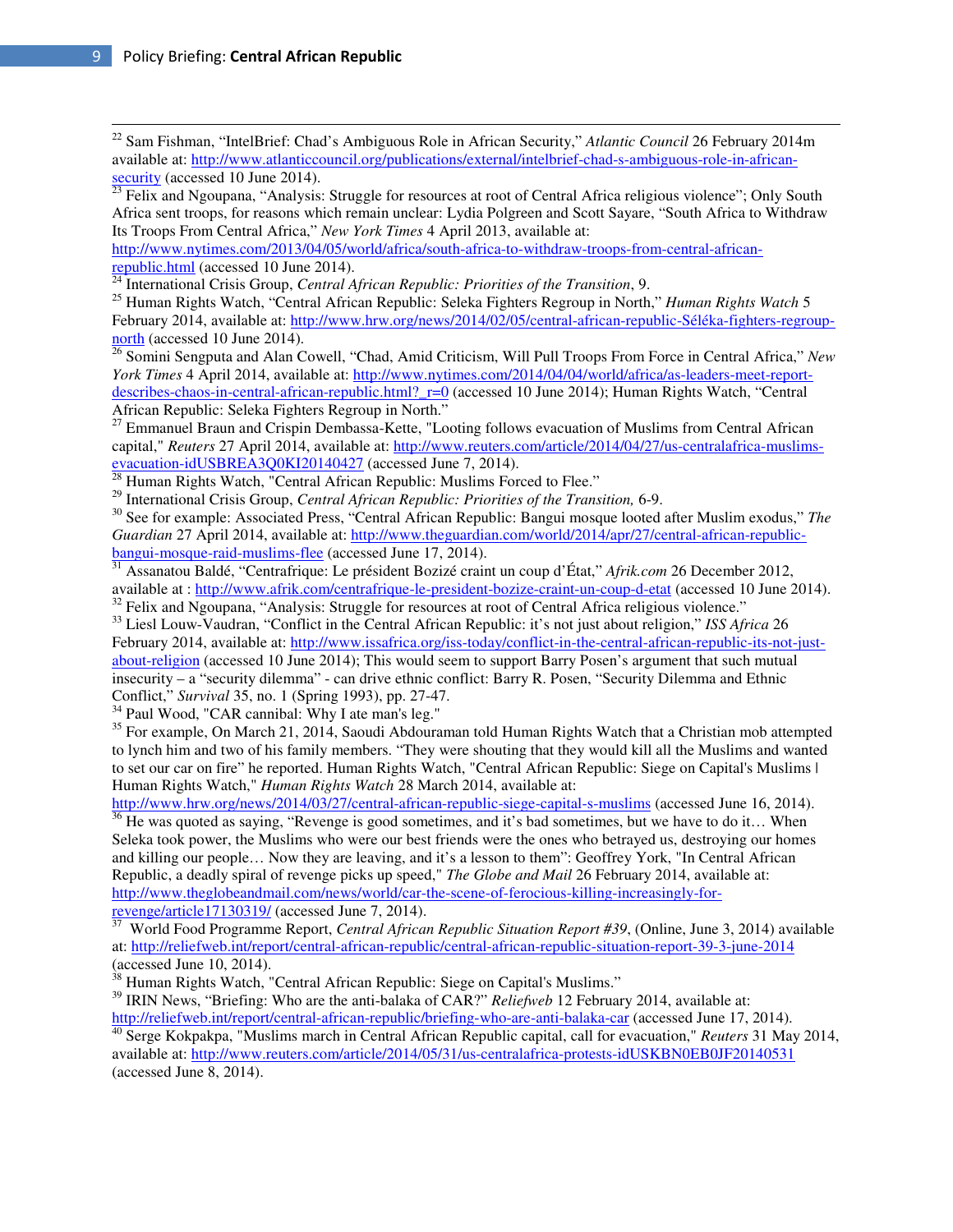[22] Sam Fishman, "IntelBrief: Chad's Ambiguous Role in African Security," *Atlantic Council* 26 February 2014m available at: http://www.atlanticcouncil.org/publications/external/intelbrief-chad-s-ambiguous-role-in-african-security (accessed 10 June 2014).

[23] Felix and Ngoupana, "Analysis: Struggle for resources at root of Central Africa religious violence"; Only South Africa sent troops, for reasons which remain unclear: Lydia Polgreen and Scott Sayare, "South Africa to Withdraw Its Troops From Central Africa," *New York Times* 4 April 2013, available at: http://www.nytimes.com/2013/04/05/world/africa/south-africa-to-withdraw-troops-from-central-african-republic.html (accessed 10 June 2014).

[24] International Crisis Group, *Central African Republic: Priorities of the Transition*, 9.

[25] Human Rights Watch, "Central African Republic: Seleka Fighters Regroup in North," *Human Rights Watch* 5 February 2014, available at: http://www.hrw.org/news/2014/02/05/central-african-republic-Séléka-fighters-regroup-north (accessed 10 June 2014).

[26] Somini Sengputa and Alan Cowell, "Chad, Amid Criticism, Will Pull Troops From Force in Central Africa," *New York Times* 4 April 2014, available at: http://www.nytimes.com/2014/04/04/world/africa/as-leaders-meet-report-describes-chaos-in-central-african-republic.html?_r=0 (accessed 10 June 2014); Human Rights Watch, "Central African Republic: Seleka Fighters Regroup in North."

[27] Emmanuel Braun and Crispin Dembassa-Kette, "Looting follows evacuation of Muslims from Central African capital," *Reuters* 27 April 2014, available at: http://www.reuters.com/article/2014/04/27/us-centralafrica-muslims-evacuation-idUSBREA3Q0KI20140427 (accessed June 7, 2014).

[28] Human Rights Watch, "Central African Republic: Muslims Forced to Flee."

[29] International Crisis Group, *Central African Republic: Priorities of the Transition,* 6-9.

[30] See for example: Associated Press, "Central African Republic: Bangui mosque looted after Muslim exodus," *The Guardian* 27 April 2014, available at: http://www.theguardian.com/world/2014/apr/27/central-african-republic-bangui-mosque-raid-muslims-flee (accessed June 17, 2014).

[31] Assanatou Baldé, "Centrafrique: Le président Bozizé craint un coup d'État," *Afrik.com* 26 December 2012, available at : http://www.afrik.com/centrafrique-le-president-bozize-craint-un-coup-d-etat (accessed 10 June 2014).

[32] Felix and Ngoupana, "Analysis: Struggle for resources at root of Central Africa religious violence."

[33] Liesl Louw-Vaudran, "Conflict in the Central African Republic: it's not just about religion," *ISS Africa* 26 February 2014, available at: http://www.issafrica.org/iss-today/conflict-in-the-central-african-republic-its-not-just-about-religion (accessed 10 June 2014); This would seem to support Barry Posen's argument that such mutual insecurity – a "security dilemma" - can drive ethnic conflict: Barry R. Posen, "Security Dilemma and Ethnic Conflict," *Survival* 35, no. 1 (Spring 1993), pp. 27-47.

[34] Paul Wood, "CAR cannibal: Why I ate man's leg."

[35] For example, On March 21, 2014, Saoudi Abdouraman told Human Rights Watch that a Christian mob attempted to lynch him and two of his family members. "They were shouting that they would kill all the Muslims and wanted to set our car on fire" he reported. Human Rights Watch, "Central African Republic: Siege on Capital's Muslims | Human Rights Watch," *Human Rights Watch* 28 March 2014, available at: http://www.hrw.org/news/2014/03/27/central-african-republic-siege-capital-s-muslims (accessed June 16, 2014).

[36] He was quoted as saying, "Revenge is good sometimes, and it's bad sometimes, but we have to do it… When Seleka took power, the Muslims who were our best friends were the ones who betrayed us, destroying our homes and killing our people… Now they are leaving, and it's a lesson to them": Geoffrey York, "In Central African Republic, a deadly spiral of revenge picks up speed," *The Globe and Mail* 26 February 2014, available at: http://www.theglobeandmail.com/news/world/car-the-scene-of-ferocious-killing-increasingly-for-revenge/article17130319/ (accessed June 7, 2014).

[37] World Food Programme Report, *Central African Republic Situation Report #39*, (Online, June 3, 2014) available at: http://reliefweb.int/report/central-african-republic/central-african-republic-situation-report-39-3-june-2014 (accessed June 10, 2014).

[38] Human Rights Watch, "Central African Republic: Siege on Capital's Muslims."

[39] IRIN News, "Briefing: Who are the anti-balaka of CAR?" *Reliefweb* 12 February 2014, available at: http://reliefweb.int/report/central-african-republic/briefing-who-are-anti-balaka-car (accessed June 17, 2014).

[40] Serge Kokpakpa, "Muslims march in Central African Republic capital, call for evacuation," *Reuters* 31 May 2014, available at: http://www.reuters.com/article/2014/05/31/us-centralafrica-protests-idUSKBN0EB0JF20140531 (accessed June 8, 2014).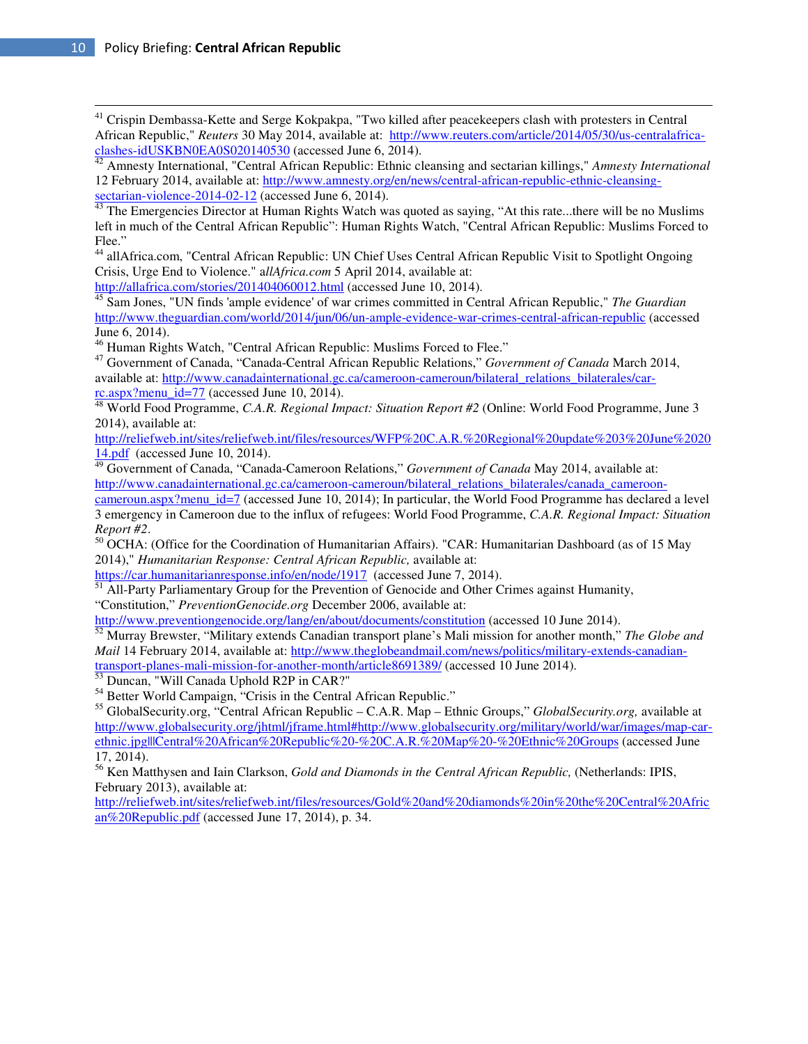[41] Crispin Dembassa-Kette and Serge Kokpakpa, "Two killed after peacekeepers clash with protesters in Central African Republic," *Reuters* 30 May 2014, available at: http://www.reuters.com/article/2014/05/30/us-centralafrica-clashes-idUSKBN0EA0S020140530 (accessed June 6, 2014).

[42] Amnesty International, "Central African Republic: Ethnic cleansing and sectarian killings," *Amnesty International* 12 February 2014, available at: http://www.amnesty.org/en/news/central-african-republic-ethnic-cleansing-sectarian-violence-2014-02-12 (accessed June 6, 2014).

[43] The Emergencies Director at Human Rights Watch was quoted as saying, "At this rate...there will be no Muslims left in much of the Central African Republic": Human Rights Watch, "Central African Republic: Muslims Forced to Flee."

[44] allAfrica.com, "Central African Republic: UN Chief Uses Central African Republic Visit to Spotlight Ongoing Crisis, Urge End to Violence." *allAfrica.com* 5 April 2014, available at: http://allafrica.com/stories/201404060012.html (accessed June 10, 2014).

[45] Sam Jones, "UN finds 'ample evidence' of war crimes committed in Central African Republic," *The Guardian* http://www.theguardian.com/world/2014/jun/06/un-ample-evidence-war-crimes-central-african-republic (accessed June 6, 2014).

[46] Human Rights Watch, "Central African Republic: Muslims Forced to Flee."

[47] Government of Canada, "Canada-Central African Republic Relations," *Government of Canada* March 2014, available at: http://www.canadainternational.gc.ca/cameroon-cameroun/bilateral_relations_bilaterales/car-rc.aspx?menu_id=77 (accessed June 10, 2014).

[48] World Food Programme, *C.A.R. Regional Impact: Situation Report #2* (Online: World Food Programme, June 3 2014), available at: http://reliefweb.int/sites/reliefweb.int/files/resources/WFP%20C.A.R.%20Regional%20update%203%20June%202014.pdf (accessed June 10, 2014).

[49] Government of Canada, "Canada-Cameroon Relations," *Government of Canada* May 2014, available at: http://www.canadainternational.gc.ca/cameroon-cameroun/bilateral_relations_bilaterales/canada_cameroon-cameroun.aspx?menu_id=7 (accessed June 10, 2014); In particular, the World Food Programme has declared a level 3 emergency in Cameroon due to the influx of refugees: World Food Programme, *C.A.R. Regional Impact: Situation Report #2*.

[50] OCHA: (Office for the Coordination of Humanitarian Affairs). "CAR: Humanitarian Dashboard (as of 15 May 2014)," *Humanitarian Response: Central African Republic,* available at: https://car.humanitarianresponse.info/en/node/1917 (accessed June 7, 2014).

[51] All-Party Parliamentary Group for the Prevention of Genocide and Other Crimes against Humanity, "Constitution," *PreventionGenocide.org* December 2006, available at: http://www.preventiongenocide.org/lang/en/about/documents/constitution (accessed 10 June 2014).

[52] Murray Brewster, "Military extends Canadian transport plane's Mali mission for another month," *The Globe and Mail* 14 February 2014, available at: http://www.theglobeandmail.com/news/politics/military-extends-canadian-transport-planes-mali-mission-for-another-month/article8691389/ (accessed 10 June 2014).

[53] Duncan, "Will Canada Uphold R2P in CAR?"

[54] Better World Campaign, "Crisis in the Central African Republic."

[55] GlobalSecurity.org, "Central African Republic – C.A.R. Map – Ethnic Groups," *GlobalSecurity.org,* available at http://www.globalsecurity.org/jhtml/jframe.html#http://www.globalsecurity.org/military/world/war/images/map-car-ethnic.jpg|||Central%20African%20Republic%20-%20C.A.R.%20Map%20-%20Ethnic%20Groups (accessed June 17, 2014).

[56] Ken Matthysen and Iain Clarkson, *Gold and Diamonds in the Central African Republic,* (Netherlands: IPIS, February 2013), available at: http://reliefweb.int/sites/reliefweb.int/files/resources/Gold%20and%20diamonds%20in%20the%20Central%20African%20Republic.pdf (accessed June 17, 2014), p. 34.